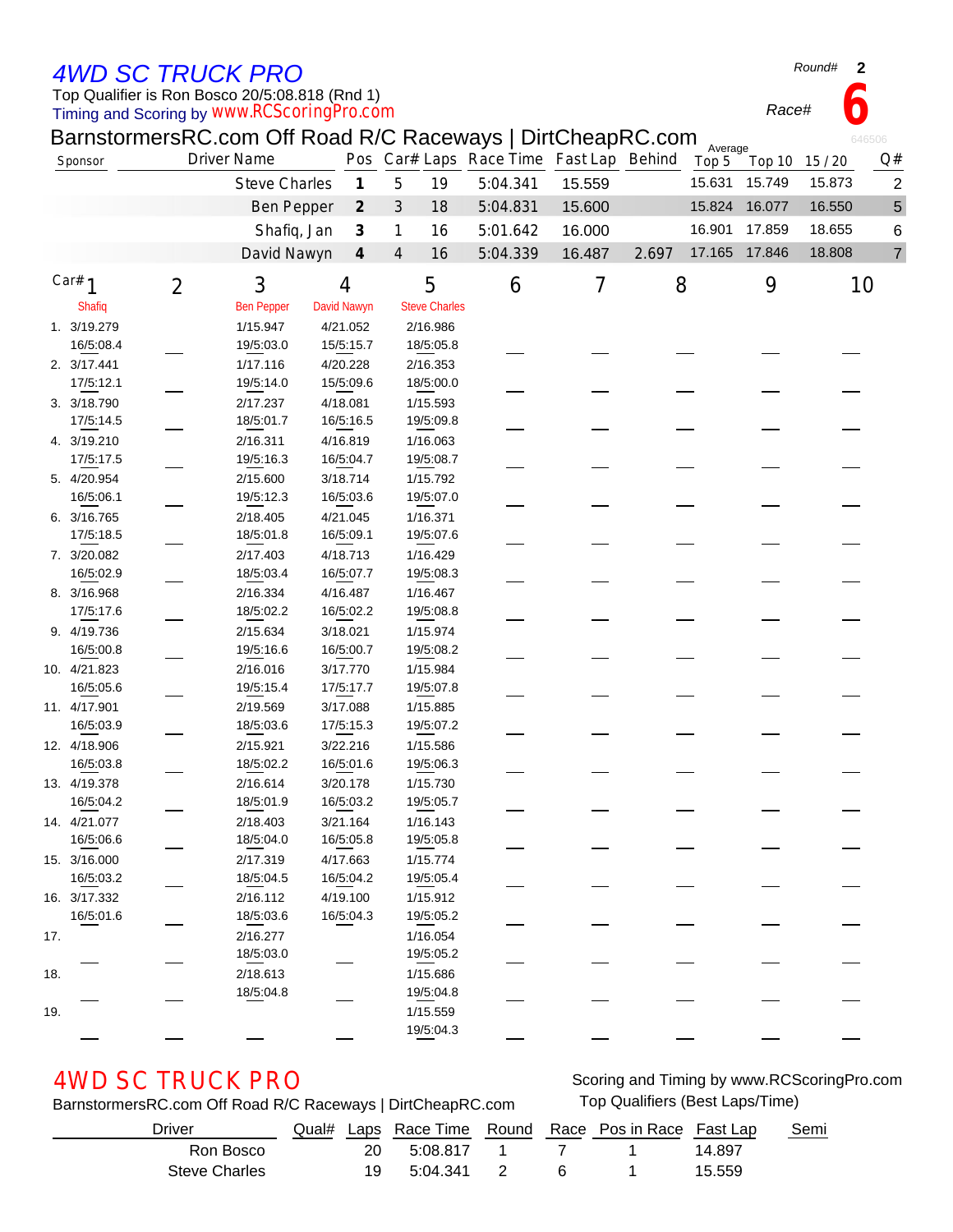# 4WD SC TRUCK PRO

Round# 2

Top Qualifier is Ron Bosco 20/5:08.818 (Rnd 1)

Timing and Scoring by www.RCScoringPro.com

Race# 6

## BarnstormersRC.com Off Road R/C Raceways | DirtCheapRC.com

646506

| Sponsor | Driver Name | Pos | Car# | Laps | Race Time | Fast Lap | Behind | Average Top 5 | Top 10 | 15 / 20 | Q# |
|---|---|---|---|---|---|---|---|---|---|---|---|
| | Steve Charles | 1 | 5 | 19 | 5:04.341 | 15.559 | | 15.631 | 15.749 | 15.873 | 2 |
| | Ben Pepper | 2 | 3 | 18 | 5:04.831 | 15.600 | | 15.824 | 16.077 | 16.550 | 5 |
| | Shafiq, Jan | 3 | 1 | 16 | 5:01.642 | 16.000 | | 16.901 | 17.859 | 18.655 | 6 |
| | David Nawyn | 4 | 4 | 16 | 5:04.339 | 16.487 | 2.697 | 17.165 | 17.846 | 18.808 | 7 |

| Lap | Car# 1 Shafiq | 2 | 3 Ben Pepper | 4 David Nawyn | 5 Steve Charles | 6 | 7 | 8 | 9 | 10 |
|---|---|---|---|---|---|---|---|---|---|---|
| 1. | 3/19.279 16/5:08.4 | ___ | 1/15.947 19/5:03.0 | 4/21.052 15/5:15.7 | 2/16.986 18/5:05.8 | ___ | ___ | ___ | ___ | ___ |
| 2. | 3/17.441 17/5:12.1 | ___ | 1/17.116 19/5:14.0 | 4/20.228 15/5:09.6 | 2/16.353 18/5:00.0 | ___ | ___ | ___ | ___ | ___ |
| 3. | 3/18.790 17/5:14.5 | ___ | 2/17.237 18/5:01.7 | 4/18.081 16/5:16.5 | 1/15.593 19/5:09.8 | ___ | ___ | ___ | ___ | ___ |
| 4. | 3/19.210 17/5:17.5 | ___ | 2/16.311 19/5:16.3 | 4/16.819 16/5:04.7 | 1/16.063 19/5:08.7 | ___ | ___ | ___ | ___ | ___ |
| 5. | 4/20.954 16/5:06.1 | ___ | 2/15.600 19/5:12.3 | 3/18.714 16/5:03.6 | 1/15.792 19/5:07.0 | ___ | ___ | ___ | ___ | ___ |
| 6. | 3/16.765 17/5:18.5 | ___ | 2/18.405 18/5:01.8 | 4/21.045 16/5:09.1 | 1/16.371 19/5:07.6 | ___ | ___ | ___ | ___ | ___ |
| 7. | 3/20.082 16/5:02.9 | ___ | 2/17.403 18/5:03.4 | 4/18.713 16/5:07.7 | 1/16.429 19/5:08.3 | ___ | ___ | ___ | ___ | ___ |
| 8. | 3/16.968 17/5:17.6 | ___ | 2/16.334 18/5:02.2 | 4/16.487 16/5:02.2 | 1/16.467 19/5:08.8 | ___ | ___ | ___ | ___ | ___ |
| 9. | 4/19.736 16/5:00.8 | ___ | 2/15.634 19/5:16.6 | 3/18.021 16/5:00.7 | 1/15.974 19/5:08.2 | ___ | ___ | ___ | ___ | ___ |
| 10. | 4/21.823 16/5:05.6 | ___ | 2/16.016 19/5:15.4 | 3/17.770 17/5:17.7 | 1/15.984 19/5:07.8 | ___ | ___ | ___ | ___ | ___ |
| 11. | 4/17.901 16/5:03.9 | ___ | 2/19.569 18/5:03.6 | 3/17.088 17/5:15.3 | 1/15.885 19/5:07.2 | ___ | ___ | ___ | ___ | ___ |
| 12. | 4/18.906 16/5:03.8 | ___ | 2/15.921 18/5:02.2 | 3/22.216 16/5:01.6 | 1/15.586 19/5:06.3 | ___ | ___ | ___ | ___ | ___ |
| 13. | 4/19.378 16/5:04.2 | ___ | 2/16.614 18/5:01.9 | 3/20.178 16/5:03.2 | 1/15.730 19/5:05.7 | ___ | ___ | ___ | ___ | ___ |
| 14. | 4/21.077 16/5:06.6 | ___ | 2/18.403 18/5:04.0 | 3/21.164 16/5:05.8 | 1/16.143 19/5:05.8 | ___ | ___ | ___ | ___ | ___ |
| 15. | 3/16.000 16/5:03.2 | ___ | 2/17.319 18/5:04.5 | 4/17.663 16/5:04.2 | 1/15.774 19/5:05.4 | ___ | ___ | ___ | ___ | ___ |
| 16. | 3/17.332 16/5:01.6 | ___ | 2/16.112 18/5:03.6 | 4/19.100 16/5:04.3 | 1/15.912 19/5:05.2 | ___ | ___ | ___ | ___ | ___ |
| 17. | ___ | ___ | 2/16.277 18/5:03.0 | ___ | 1/16.054 19/5:05.2 | ___ | ___ | ___ | ___ | ___ |
| 18. | ___ | ___ | 2/18.613 18/5:04.8 | ___ | 1/15.686 19/5:04.8 | ___ | ___ | ___ | ___ | ___ |
| 19. | ___ | ___ | ___ | ___ | 1/15.559 19/5:04.3 | ___ | ___ | ___ | ___ | ___ |

# 4WD SC TRUCK PRO

BarnstormersRC.com Off Road R/C Raceways | DirtCheapRC.com

Scoring and Timing by www.RCScoringPro.com

Top Qualifiers (Best Laps/Time)

| Driver | Qual# | Laps | Race Time | Round | Race | Pos in Race | Fast Lap | Semi |
|---|---|---|---|---|---|---|---|---|
| Ron Bosco | | 20 | 5:08.817 | 1 | 7 | 1 | 14.897 | |
| Steve Charles | | 19 | 5:04.341 | 2 | 6 | 1 | 15.559 | |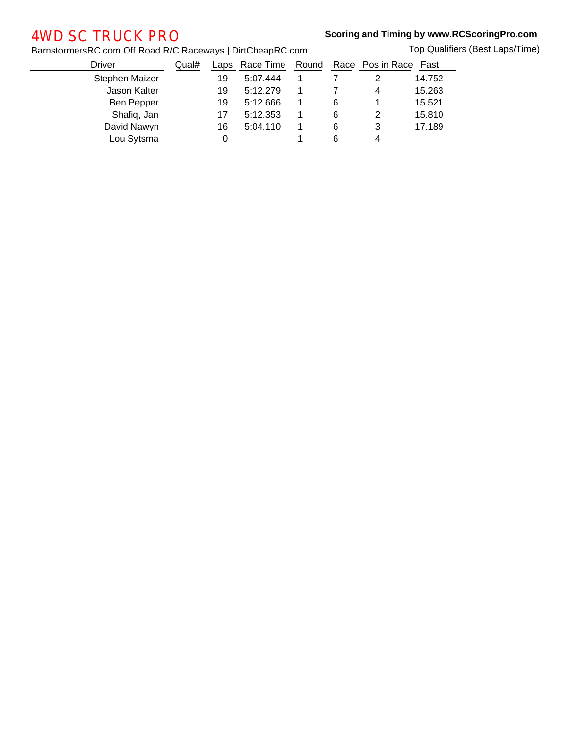# 4WD SC TRUCK PRO

**Scoring and Timing by www.RCScoringPro.com**

BarnstormersRC.com Off Road R/C Raceways | DirtCheapRC.com

Top Qualifiers (Best Laps/Time)

| Driver | Qual# | Laps | Race Time | Round | Race | Pos in Race | Fast |
|---|---|---|---|---|---|---|---|
| Stephen Maizer | | 19 | 5:07.444 | 1 | 7 | 2 | 14.752 |
| Jason Kalter | | 19 | 5:12.279 | 1 | 7 | 4 | 15.263 |
| Ben Pepper | | 19 | 5:12.666 | 1 | 6 | 1 | 15.521 |
| Shafiq, Jan | | 17 | 5:12.353 | 1 | 6 | 2 | 15.810 |
| David Nawyn | | 16 | 5:04.110 | 1 | 6 | 3 | 17.189 |
| Lou Sytsma | | 0 | | 1 | 6 | 4 | |